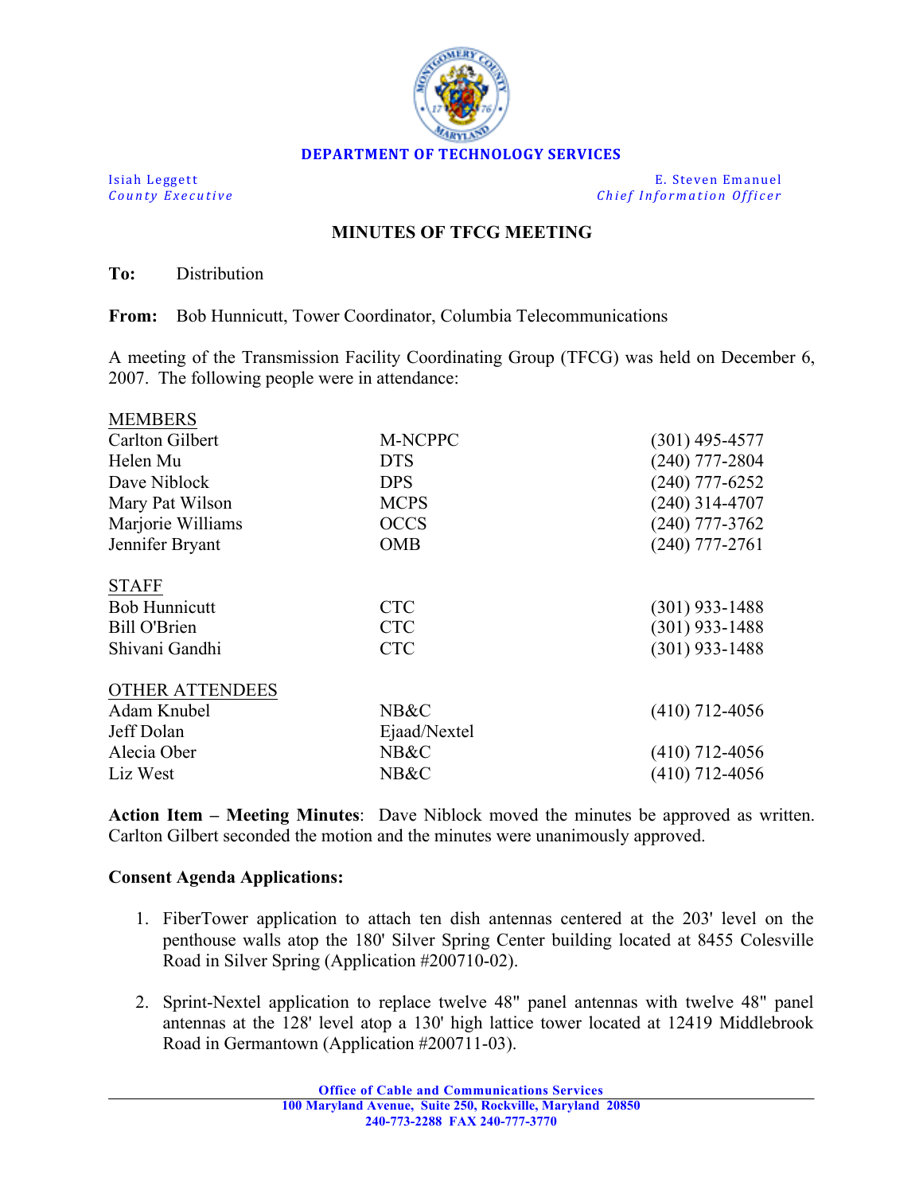**DEPARTMENT OF TECHNOLOGY SERVICES**

Isiah Leggett
*County Executive*

E. Steven Emanuel
*Chief Information Officer*

## MINUTES OF TFCG MEETING

**To:** Distribution

**From:** Bob Hunnicutt, Tower Coordinator, Columbia Telecommunications

A meeting of the Transmission Facility Coordinating Group (TFCG) was held on December 6, 2007. The following people were in attendance:

| MEMBERS | | |
|---|---|---|
| Carlton Gilbert | M-NCPPC | (301) 495-4577 |
| Helen Mu | DTS | (240) 777-2804 |
| Dave Niblock | DPS | (240) 777-6252 |
| Mary Pat Wilson | MCPS | (240) 314-4707 |
| Marjorie Williams | OCCS | (240) 777-3762 |
| Jennifer Bryant | OMB | (240) 777-2761 |
| **STAFF** | | |
| Bob Hunnicutt | CTC | (301) 933-1488 |
| Bill O'Brien | CTC | (301) 933-1488 |
| Shivani Gandhi | CTC | (301) 933-1488 |
| **OTHER ATTENDEES** | | |
| Adam Knubel | NB&C | (410) 712-4056 |
| Jeff Dolan | Ejaad/Nextel | |
| Alecia Ober | NB&C | (410) 712-4056 |
| Liz West | NB&C | (410) 712-4056 |

**Action Item – Meeting Minutes**: Dave Niblock moved the minutes be approved as written. Carlton Gilbert seconded the motion and the minutes were unanimously approved.

**Consent Agenda Applications:**

1. FiberTower application to attach ten dish antennas centered at the 203' level on the penthouse walls atop the 180' Silver Spring Center building located at 8455 Colesville Road in Silver Spring (Application #200710-02).

2. Sprint-Nextel application to replace twelve 48" panel antennas with twelve 48" panel antennas at the 128' level atop a 130' high lattice tower located at 12419 Middlebrook Road in Germantown (Application #200711-03).

**Office of Cable and Communications Services**
**100 Maryland Avenue, Suite 250, Rockville, Maryland 20850**
**240-773-2288 FAX 240-777-3770**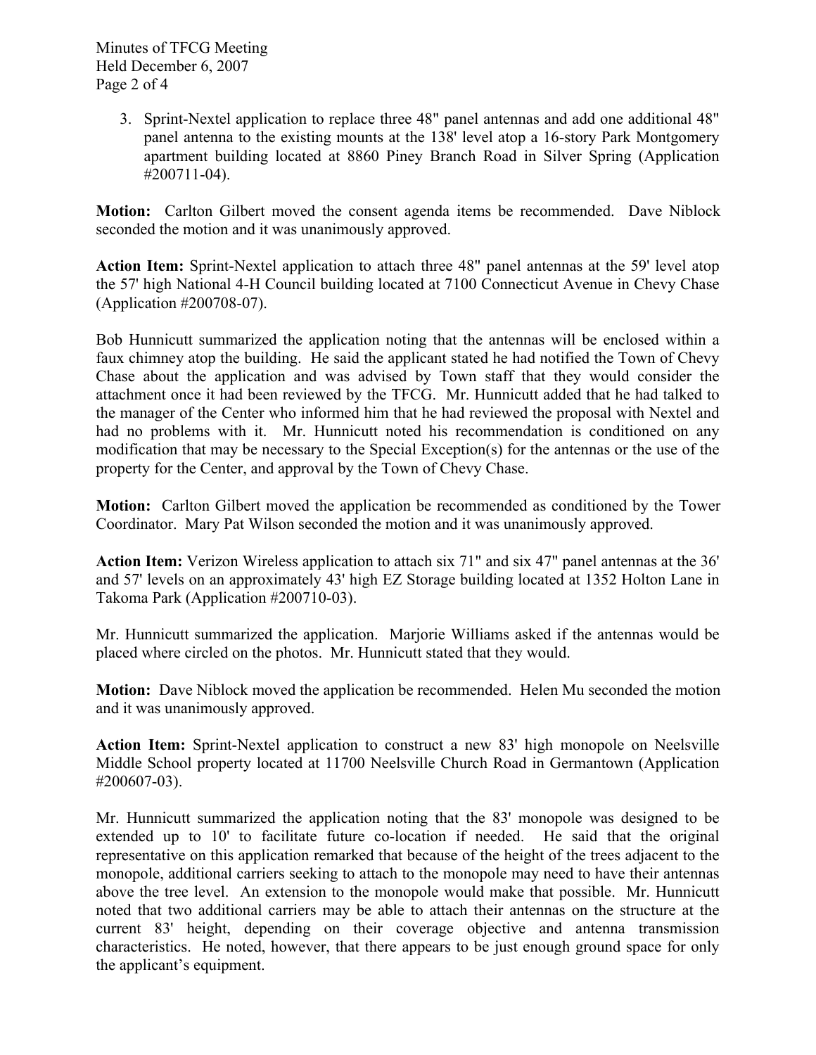3. Sprint-Nextel application to replace three 48" panel antennas and add one additional 48" panel antenna to the existing mounts at the 138' level atop a 16-story Park Montgomery apartment building located at 8860 Piney Branch Road in Silver Spring (Application #200711-04).

**Motion:** Carlton Gilbert moved the consent agenda items be recommended. Dave Niblock seconded the motion and it was unanimously approved.

**Action Item:** Sprint-Nextel application to attach three 48" panel antennas at the 59' level atop the 57' high National 4-H Council building located at 7100 Connecticut Avenue in Chevy Chase (Application #200708-07).

Bob Hunnicutt summarized the application noting that the antennas will be enclosed within a faux chimney atop the building. He said the applicant stated he had notified the Town of Chevy Chase about the application and was advised by Town staff that they would consider the attachment once it had been reviewed by the TFCG. Mr. Hunnicutt added that he had talked to the manager of the Center who informed him that he had reviewed the proposal with Nextel and had no problems with it. Mr. Hunnicutt noted his recommendation is conditioned on any modification that may be necessary to the Special Exception(s) for the antennas or the use of the property for the Center, and approval by the Town of Chevy Chase.

**Motion:** Carlton Gilbert moved the application be recommended as conditioned by the Tower Coordinator. Mary Pat Wilson seconded the motion and it was unanimously approved.

**Action Item:** Verizon Wireless application to attach six 71" and six 47" panel antennas at the 36' and 57' levels on an approximately 43' high EZ Storage building located at 1352 Holton Lane in Takoma Park (Application #200710-03).

Mr. Hunnicutt summarized the application. Marjorie Williams asked if the antennas would be placed where circled on the photos. Mr. Hunnicutt stated that they would.

**Motion:** Dave Niblock moved the application be recommended. Helen Mu seconded the motion and it was unanimously approved.

**Action Item:** Sprint-Nextel application to construct a new 83' high monopole on Neelsville Middle School property located at 11700 Neelsville Church Road in Germantown (Application #200607-03).

Mr. Hunnicutt summarized the application noting that the 83' monopole was designed to be extended up to 10' to facilitate future co-location if needed. He said that the original representative on this application remarked that because of the height of the trees adjacent to the monopole, additional carriers seeking to attach to the monopole may need to have their antennas above the tree level. An extension to the monopole would make that possible. Mr. Hunnicutt noted that two additional carriers may be able to attach their antennas on the structure at the current 83' height, depending on their coverage objective and antenna transmission characteristics. He noted, however, that there appears to be just enough ground space for only the applicant's equipment.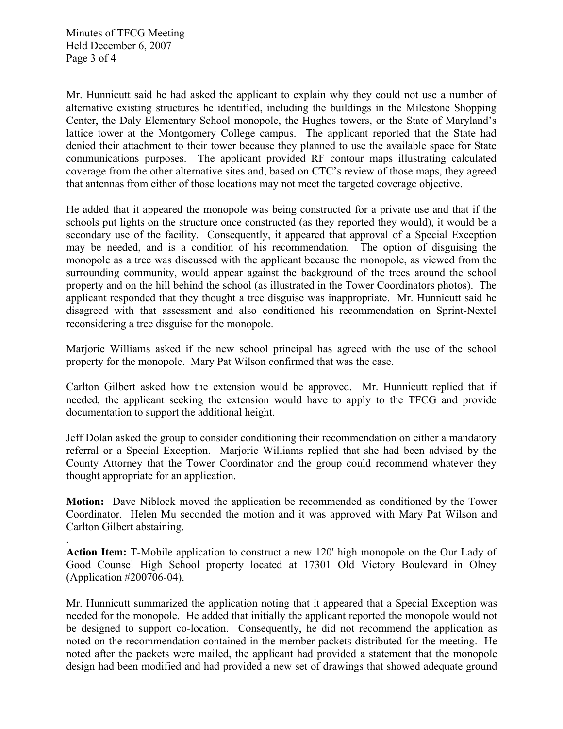Mr. Hunnicutt said he had asked the applicant to explain why they could not use a number of alternative existing structures he identified, including the buildings in the Milestone Shopping Center, the Daly Elementary School monopole, the Hughes towers, or the State of Maryland's lattice tower at the Montgomery College campus. The applicant reported that the State had denied their attachment to their tower because they planned to use the available space for State communications purposes. The applicant provided RF contour maps illustrating calculated coverage from the other alternative sites and, based on CTC's review of those maps, they agreed that antennas from either of those locations may not meet the targeted coverage objective.

He added that it appeared the monopole was being constructed for a private use and that if the schools put lights on the structure once constructed (as they reported they would), it would be a secondary use of the facility. Consequently, it appeared that approval of a Special Exception may be needed, and is a condition of his recommendation. The option of disguising the monopole as a tree was discussed with the applicant because the monopole, as viewed from the surrounding community, would appear against the background of the trees around the school property and on the hill behind the school (as illustrated in the Tower Coordinators photos). The applicant responded that they thought a tree disguise was inappropriate. Mr. Hunnicutt said he disagreed with that assessment and also conditioned his recommendation on Sprint-Nextel reconsidering a tree disguise for the monopole.

Marjorie Williams asked if the new school principal has agreed with the use of the school property for the monopole. Mary Pat Wilson confirmed that was the case.

Carlton Gilbert asked how the extension would be approved. Mr. Hunnicutt replied that if needed, the applicant seeking the extension would have to apply to the TFCG and provide documentation to support the additional height.

Jeff Dolan asked the group to consider conditioning their recommendation on either a mandatory referral or a Special Exception. Marjorie Williams replied that she had been advised by the County Attorney that the Tower Coordinator and the group could recommend whatever they thought appropriate for an application.

**Motion:** Dave Niblock moved the application be recommended as conditioned by the Tower Coordinator. Helen Mu seconded the motion and it was approved with Mary Pat Wilson and Carlton Gilbert abstaining.

.

**Action Item:** T-Mobile application to construct a new 120' high monopole on the Our Lady of Good Counsel High School property located at 17301 Old Victory Boulevard in Olney (Application #200706-04).

Mr. Hunnicutt summarized the application noting that it appeared that a Special Exception was needed for the monopole. He added that initially the applicant reported the monopole would not be designed to support co-location. Consequently, he did not recommend the application as noted on the recommendation contained in the member packets distributed for the meeting. He noted after the packets were mailed, the applicant had provided a statement that the monopole design had been modified and had provided a new set of drawings that showed adequate ground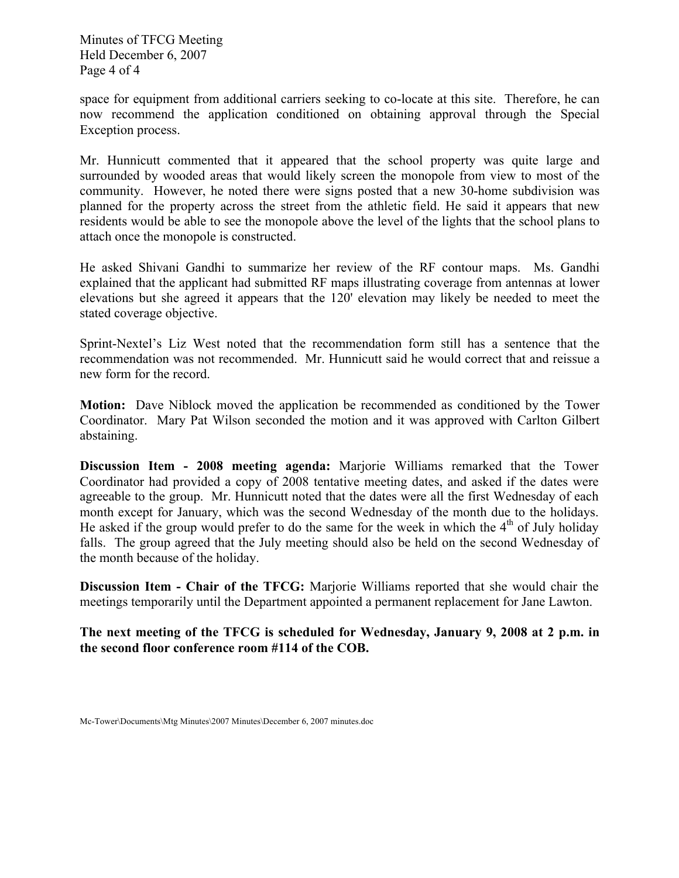space for equipment from additional carriers seeking to co-locate at this site. Therefore, he can now recommend the application conditioned on obtaining approval through the Special Exception process.

Mr. Hunnicutt commented that it appeared that the school property was quite large and surrounded by wooded areas that would likely screen the monopole from view to most of the community. However, he noted there were signs posted that a new 30-home subdivision was planned for the property across the street from the athletic field. He said it appears that new residents would be able to see the monopole above the level of the lights that the school plans to attach once the monopole is constructed.

He asked Shivani Gandhi to summarize her review of the RF contour maps. Ms. Gandhi explained that the applicant had submitted RF maps illustrating coverage from antennas at lower elevations but she agreed it appears that the 120' elevation may likely be needed to meet the stated coverage objective.

Sprint-Nextel's Liz West noted that the recommendation form still has a sentence that the recommendation was not recommended. Mr. Hunnicutt said he would correct that and reissue a new form for the record.

**Motion:** Dave Niblock moved the application be recommended as conditioned by the Tower Coordinator. Mary Pat Wilson seconded the motion and it was approved with Carlton Gilbert abstaining.

**Discussion Item - 2008 meeting agenda:** Marjorie Williams remarked that the Tower Coordinator had provided a copy of 2008 tentative meeting dates, and asked if the dates were agreeable to the group. Mr. Hunnicutt noted that the dates were all the first Wednesday of each month except for January, which was the second Wednesday of the month due to the holidays. He asked if the group would prefer to do the same for the week in which the 4th of July holiday falls. The group agreed that the July meeting should also be held on the second Wednesday of the month because of the holiday.

**Discussion Item - Chair of the TFCG:** Marjorie Williams reported that she would chair the meetings temporarily until the Department appointed a permanent replacement for Jane Lawton.

**The next meeting of the TFCG is scheduled for Wednesday, January 9, 2008 at 2 p.m. in the second floor conference room #114 of the COB.**

Mc-Tower\Documents\Mtg Minutes\2007 Minutes\December 6, 2007 minutes.doc